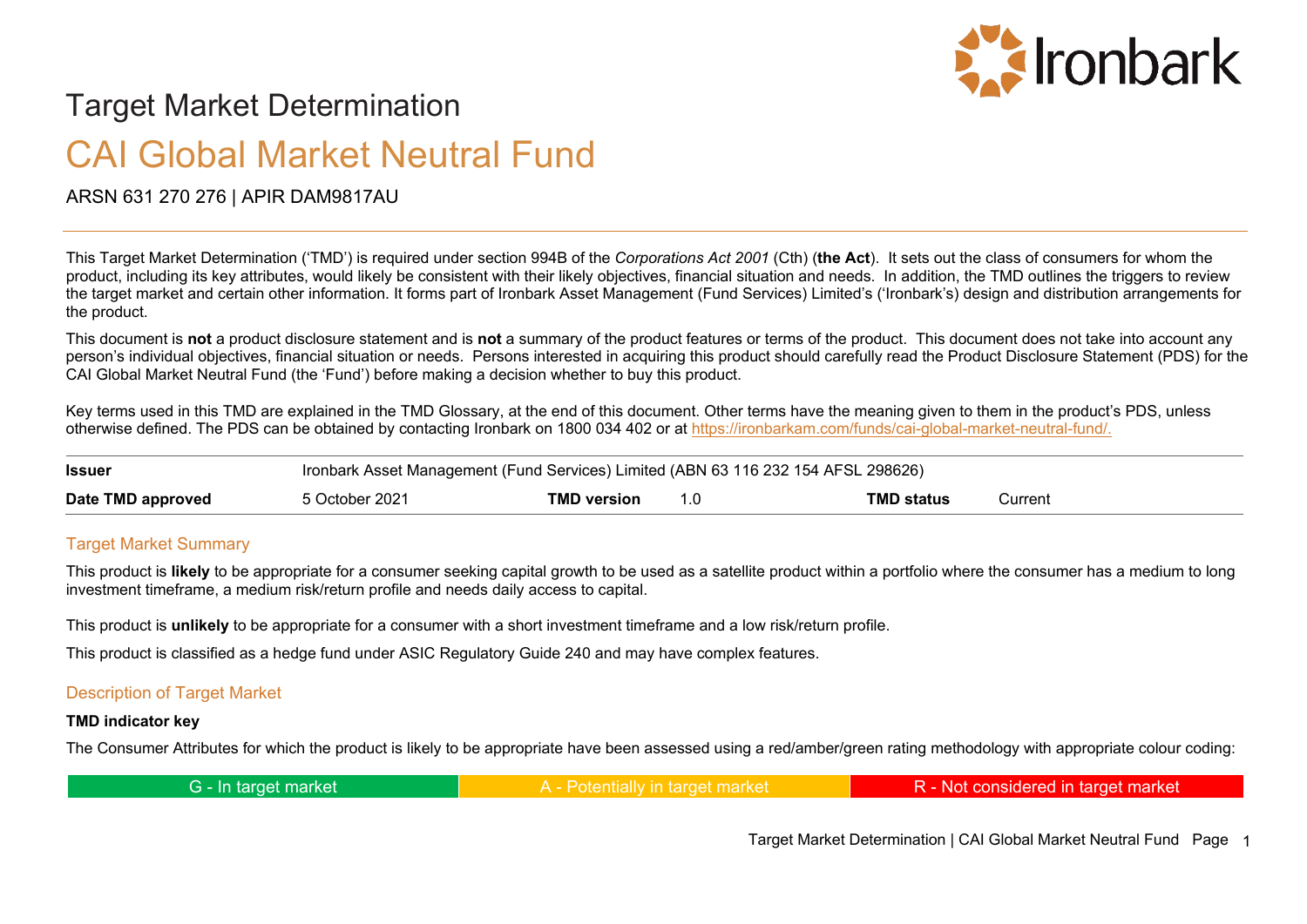# Target Market Determination

# CAI Global Market Neutral Fund

ARSN 631 270 276 | APIR DAM9817AU

This Target Market Determination ('TMD') is required under section 994B of the *Corporations Act 2001* (Cth) (**the Act**). It sets out the class of consumers for whom the product, including its key attributes, would likely be consistent with their likely objectives, financial situation and needs. In addition, the TMD outlines the triggers to review the target market and certain other information. It forms part of Ironbark Asset Management (Fund Services) Limited's ('Ironbark's) design and distribution arrangements for the product.

This document is **not** a product disclosure statement and is **not** a summary of the product features or terms of the product. This document does not take into account any person's individual objectives, financial situation or needs. Persons interested in acquiring this product should carefully read the Product Disclosure Statement (PDS) for the CAI Global Market Neutral Fund (the 'Fund') before making a decision whether to buy this product.

Key terms used in this TMD are explained in the TMD Glossary, at the end of this document. Other terms have the meaning given to them in the product's PDS, unless otherwise defined. The PDS can be obtained by contacting Ironbark on 1800 034 402 or at https://ironbarkam.com/funds/cai-global-market-neutral-fund/.

| **Issuer** | Ironbark Asset Management (Fund Services) Limited (ABN 63 116 232 154 AFSL 298626) | | | | |
|---|---|---|---|---|---|
| **Date TMD approved** | 5 October 2021 | **TMD version** | 1.0 | **TMD status** | Current |

## Target Market Summary

This product is **likely** to be appropriate for a consumer seeking capital growth to be used as a satellite product within a portfolio where the consumer has a medium to long investment timeframe, a medium risk/return profile and needs daily access to capital.

This product is **unlikely** to be appropriate for a consumer with a short investment timeframe and a low risk/return profile.

This product is classified as a hedge fund under ASIC Regulatory Guide 240 and may have complex features.

## Description of Target Market

**TMD indicator key**

The Consumer Attributes for which the product is likely to be appropriate have been assessed using a red/amber/green rating methodology with appropriate colour coding:

| G - In target market | A - Potentially in target market | R - Not considered in target market |
|---|---|---|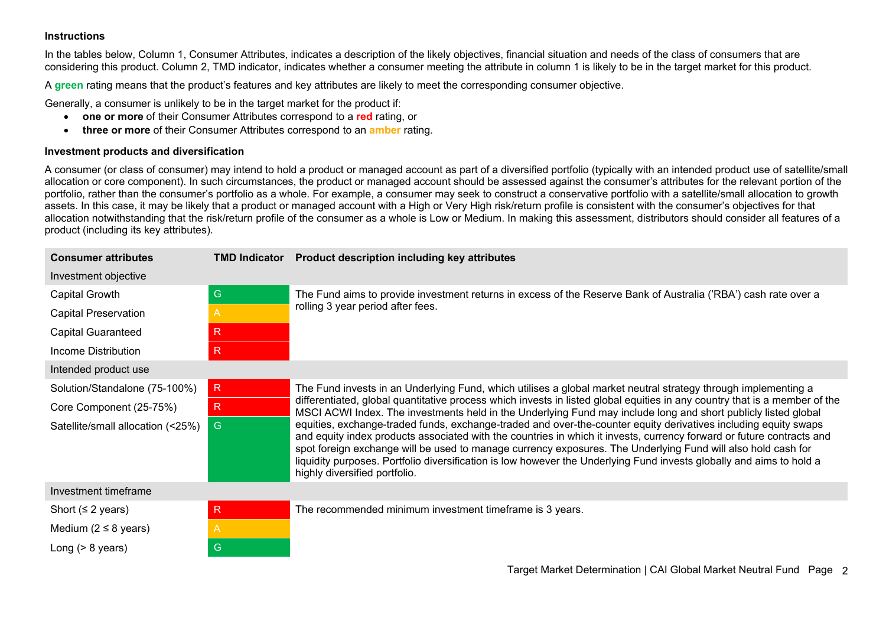**Instructions**

In the tables below, Column 1, Consumer Attributes, indicates a description of the likely objectives, financial situation and needs of the class of consumers that are considering this product. Column 2, TMD indicator, indicates whether a consumer meeting the attribute in column 1 is likely to be in the target market for this product.

A **green** rating means that the product's features and key attributes are likely to meet the corresponding consumer objective.

Generally, a consumer is unlikely to be in the target market for the product if:

- **one or more** of their Consumer Attributes correspond to a **red** rating, or
- **three or more** of their Consumer Attributes correspond to an **amber** rating.

**Investment products and diversification**

A consumer (or class of consumer) may intend to hold a product or managed account as part of a diversified portfolio (typically with an intended product use of satellite/small allocation or core component). In such circumstances, the product or managed account should be assessed against the consumer's attributes for the relevant portion of the portfolio, rather than the consumer's portfolio as a whole. For example, a consumer may seek to construct a conservative portfolio with a satellite/small allocation to growth assets. In this case, it may be likely that a product or managed account with a High or Very High risk/return profile is consistent with the consumer's objectives for that allocation notwithstanding that the risk/return profile of the consumer as a whole is Low or Medium. In making this assessment, distributors should consider all features of a product (including its key attributes).

| Consumer attributes | TMD Indicator | Product description including key attributes |
|---|---|---|
| **Investment objective** | | |
| Capital Growth | G | The Fund aims to provide investment returns in excess of the Reserve Bank of Australia ('RBA') cash rate over a rolling 3 year period after fees. |
| Capital Preservation | A | |
| Capital Guaranteed | R | |
| Income Distribution | R | |
| **Intended product use** | | |
| Solution/Standalone (75-100%) | R | The Fund invests in an Underlying Fund, which utilises a global market neutral strategy through implementing a differentiated, global quantitative process which invests in listed global equities in any country that is a member of the MSCI ACWI Index. The investments held in the Underlying Fund may include long and short publicly listed global equities, exchange-traded funds, exchange-traded and over-the-counter equity derivatives including equity swaps and equity index products associated with the countries in which it invests, currency forward or future contracts and spot foreign exchange will be used to manage currency exposures. The Underlying Fund will also hold cash for liquidity purposes. Portfolio diversification is low however the Underlying Fund invests globally and aims to hold a highly diversified portfolio. |
| Core Component (25-75%) | R | |
| Satellite/small allocation (<25%) | G | |
| **Investment timeframe** | | |
| Short (≤ 2 years) | R | The recommended minimum investment timeframe is 3 years. |
| Medium (2 ≤ 8 years) | A | |
| Long (> 8 years) | G | |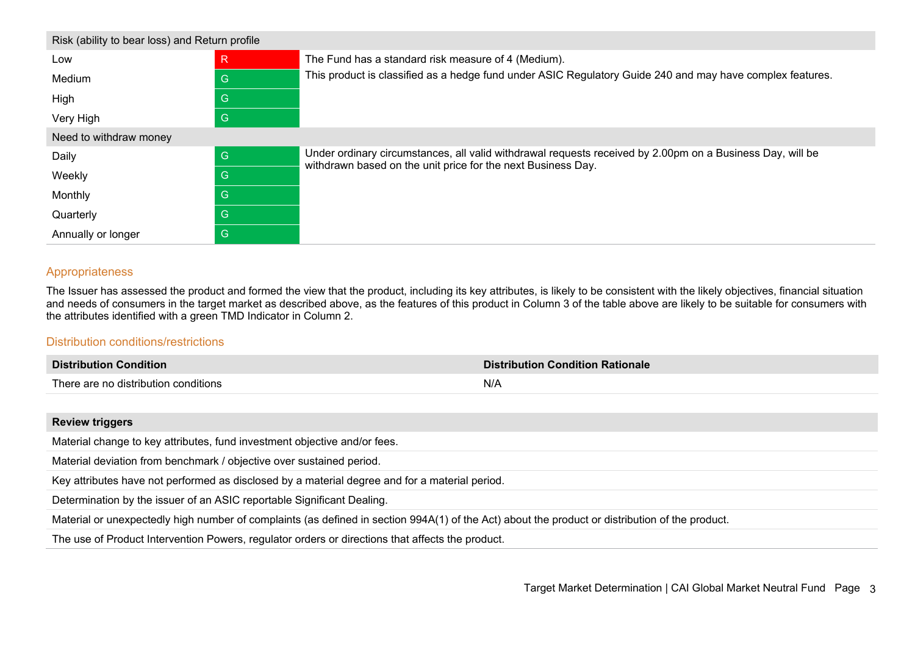| Risk (ability to bear loss) and Return profile | | |
|---|---|---|
| Low | R | The Fund has a standard risk measure of 4 (Medium). |
| Medium | G | This product is classified as a hedge fund under ASIC Regulatory Guide 240 and may have complex features. |
| High | G | |
| Very High | G | |
| **Need to withdraw money** | | |
| Daily | G | Under ordinary circumstances, all valid withdrawal requests received by 2.00pm on a Business Day, will be withdrawn based on the unit price for the next Business Day. |
| Weekly | G | |
| Monthly | G | |
| Quarterly | G | |
| Annually or longer | G | |

## Appropriateness

The Issuer has assessed the product and formed the view that the product, including its key attributes, is likely to be consistent with the likely objectives, financial situation and needs of consumers in the target market as described above, as the features of this product in Column 3 of the table above are likely to be suitable for consumers with the attributes identified with a green TMD Indicator in Column 2.

## Distribution conditions/restrictions

| Distribution Condition | Distribution Condition Rationale |
|---|---|
| There are no distribution conditions | N/A |

| Review triggers |
|---|
| Material change to key attributes, fund investment objective and/or fees. |
| Material deviation from benchmark / objective over sustained period. |
| Key attributes have not performed as disclosed by a material degree and for a material period. |
| Determination by the issuer of an ASIC reportable Significant Dealing. |
| Material or unexpectedly high number of complaints (as defined in section 994A(1) of the Act) about the product or distribution of the product. |
| The use of Product Intervention Powers, regulator orders or directions that affects the product. |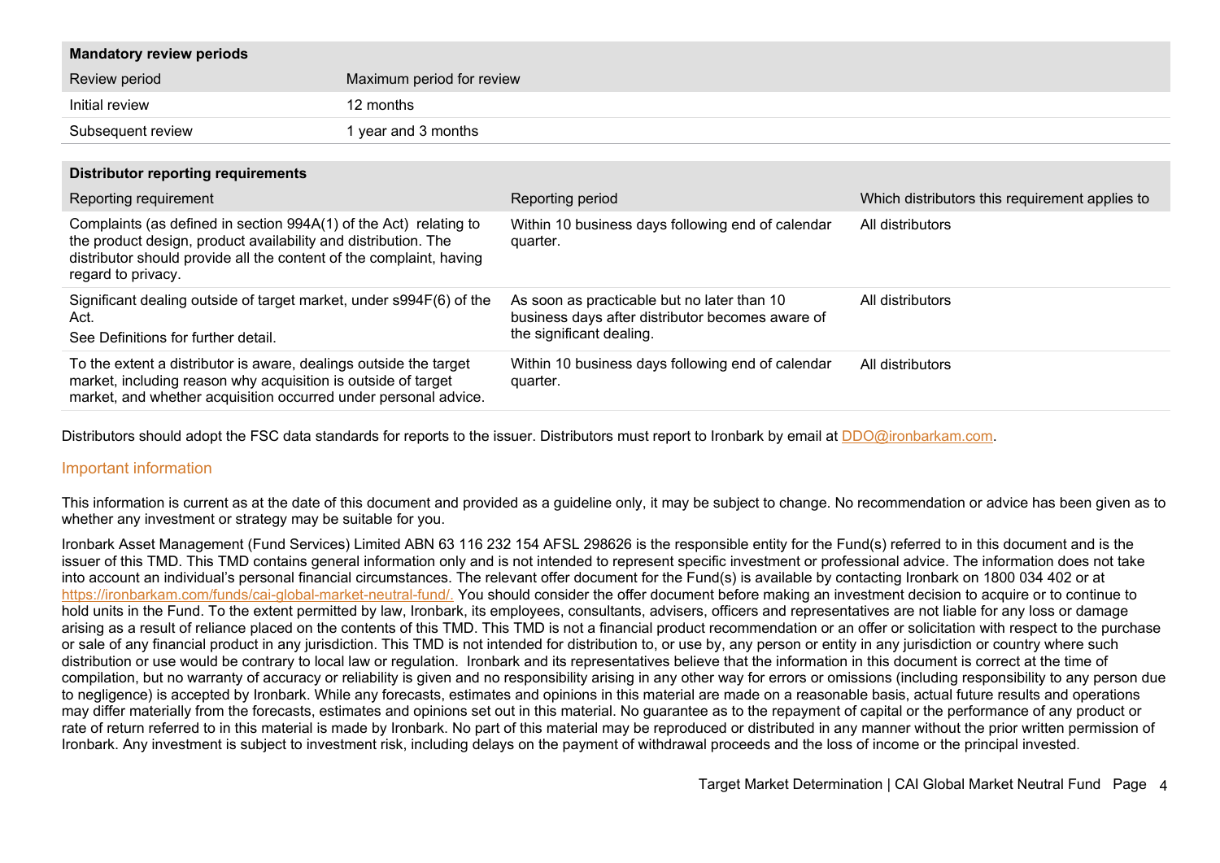| Mandatory review periods | |
|---|---|
| Review period | Maximum period for review |
| Initial review | 12 months |
| Subsequent review | 1 year and 3 months |

| Distributor reporting requirements | | |
|---|---|---|
| Reporting requirement | Reporting period | Which distributors this requirement applies to |
| Complaints (as defined in section 994A(1) of the Act) relating to the product design, product availability and distribution. The distributor should provide all the content of the complaint, having regard to privacy. | Within 10 business days following end of calendar quarter. | All distributors |
| Significant dealing outside of target market, under s994F(6) of the Act.<br>See Definitions for further detail. | As soon as practicable but no later than 10 business days after distributor becomes aware of the significant dealing. | All distributors |
| To the extent a distributor is aware, dealings outside the target market, including reason why acquisition is outside of target market, and whether acquisition occurred under personal advice. | Within 10 business days following end of calendar quarter. | All distributors |

Distributors should adopt the FSC data standards for reports to the issuer. Distributors must report to Ironbark by email at DDO@ironbarkam.com.

## Important information

This information is current as at the date of this document and provided as a guideline only, it may be subject to change. No recommendation or advice has been given as to whether any investment or strategy may be suitable for you.

Ironbark Asset Management (Fund Services) Limited ABN 63 116 232 154 AFSL 298626 is the responsible entity for the Fund(s) referred to in this document and is the issuer of this TMD. This TMD contains general information only and is not intended to represent specific investment or professional advice. The information does not take into account an individual's personal financial circumstances. The relevant offer document for the Fund(s) is available by contacting Ironbark on 1800 034 402 or at https://ironbarkam.com/funds/cai-global-market-neutral-fund/. You should consider the offer document before making an investment decision to acquire or to continue to hold units in the Fund. To the extent permitted by law, Ironbark, its employees, consultants, advisers, officers and representatives are not liable for any loss or damage arising as a result of reliance placed on the contents of this TMD. This TMD is not a financial product recommendation or an offer or solicitation with respect to the purchase or sale of any financial product in any jurisdiction. This TMD is not intended for distribution to, or use by, any person or entity in any jurisdiction or country where such distribution or use would be contrary to local law or regulation. Ironbark and its representatives believe that the information in this document is correct at the time of compilation, but no warranty of accuracy or reliability is given and no responsibility arising in any other way for errors or omissions (including responsibility to any person due to negligence) is accepted by Ironbark. While any forecasts, estimates and opinions in this material are made on a reasonable basis, actual future results and operations may differ materially from the forecasts, estimates and opinions set out in this material. No guarantee as to the repayment of capital or the performance of any product or rate of return referred to in this material is made by Ironbark. No part of this material may be reproduced or distributed in any manner without the prior written permission of Ironbark. Any investment is subject to investment risk, including delays on the payment of withdrawal proceeds and the loss of income or the principal invested.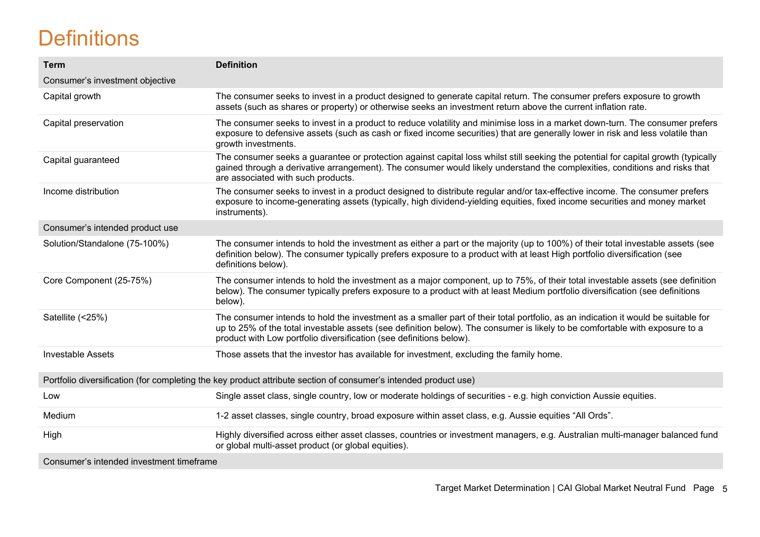# Definitions

| Term | Definition |
|---|---|
| Consumer's investment objective | |
| Capital growth | The consumer seeks to invest in a product designed to generate capital return. The consumer prefers exposure to growth assets (such as shares or property) or otherwise seeks an investment return above the current inflation rate. |
| Capital preservation | The consumer seeks to invest in a product to reduce volatility and minimise loss in a market down-turn. The consumer prefers exposure to defensive assets (such as cash or fixed income securities) that are generally lower in risk and less volatile than growth investments. |
| Capital guaranteed | The consumer seeks a guarantee or protection against capital loss whilst still seeking the potential for capital growth (typically gained through a derivative arrangement). The consumer would likely understand the complexities, conditions and risks that are associated with such products. |
| Income distribution | The consumer seeks to invest in a product designed to distribute regular and/or tax-effective income. The consumer prefers exposure to income-generating assets (typically, high dividend-yielding equities, fixed income securities and money market instruments). |
| Consumer's intended product use | |
| Solution/Standalone (75-100%) | The consumer intends to hold the investment as either a part or the majority (up to 100%) of their total investable assets (see definition below). The consumer typically prefers exposure to a product with at least High portfolio diversification (see definitions below). |
| Core Component (25-75%) | The consumer intends to hold the investment as a major component, up to 75%, of their total investable assets (see definition below). The consumer typically prefers exposure to a product with at least Medium portfolio diversification (see definitions below). |
| Satellite (<25%) | The consumer intends to hold the investment as a smaller part of their total portfolio, as an indication it would be suitable for up to 25% of the total investable assets (see definition below). The consumer is likely to be comfortable with exposure to a product with Low portfolio diversification (see definitions below). |
| Investable Assets | Those assets that the investor has available for investment, excluding the family home. |
| Portfolio diversification (for completing the key product attribute section of consumer's intended product use) | |
| Low | Single asset class, single country, low or moderate holdings of securities - e.g. high conviction Aussie equities. |
| Medium | 1-2 asset classes, single country, broad exposure within asset class, e.g. Aussie equities "All Ords". |
| High | Highly diversified across either asset classes, countries or investment managers, e.g. Australian multi-manager balanced fund or global multi-asset product (or global equities). |
| Consumer's intended investment timeframe | |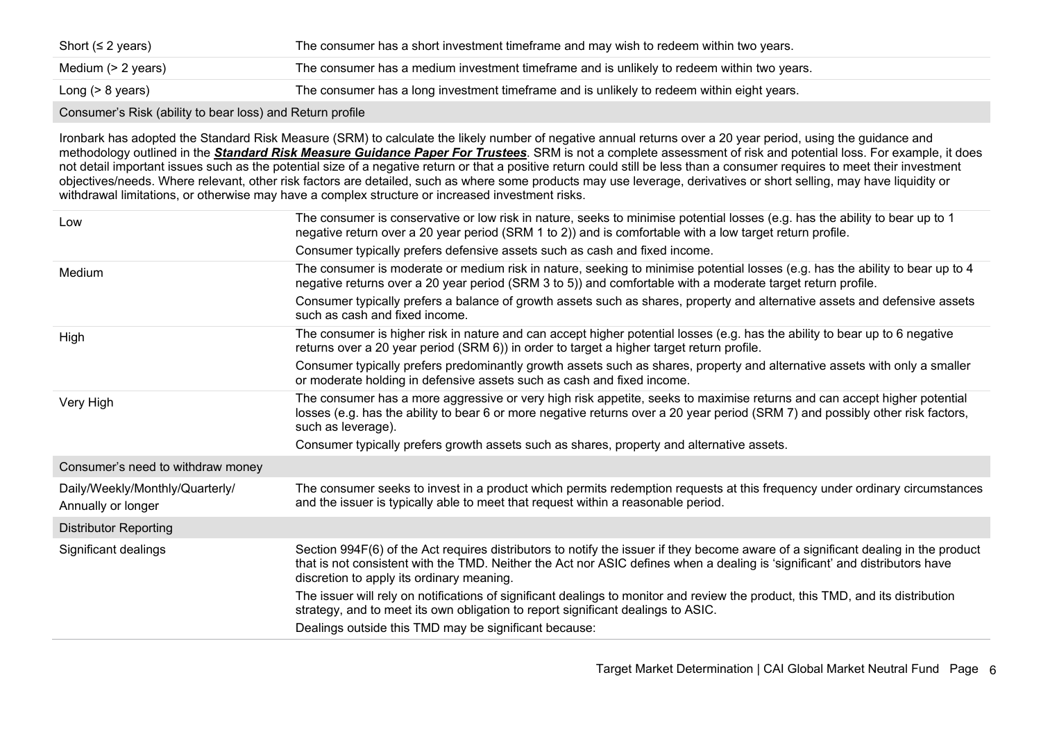| | |
|---|---|
| Short (≤ 2 years) | The consumer has a short investment timeframe and may wish to redeem within two years. |
| Medium (> 2 years) | The consumer has a medium investment timeframe and is unlikely to redeem within two years. |
| Long (> 8 years) | The consumer has a long investment timeframe and is unlikely to redeem within eight years. |
| **Consumer's Risk (ability to bear loss) and Return profile** | |

Ironbark has adopted the Standard Risk Measure (SRM) to calculate the likely number of negative annual returns over a 20 year period, using the guidance and methodology outlined in the ***Standard Risk Measure Guidance Paper For Trustees***. SRM is not a complete assessment of risk and potential loss. For example, it does not detail important issues such as the potential size of a negative return or that a positive return could still be less than a consumer requires to meet their investment objectives/needs. Where relevant, other risk factors are detailed, such as where some products may use leverage, derivatives or short selling, may have liquidity or withdrawal limitations, or otherwise may have a complex structure or increased investment risks.

| | |
|---|---|
| Low | The consumer is conservative or low risk in nature, seeks to minimise potential losses (e.g. has the ability to bear up to 1 negative return over a 20 year period (SRM 1 to 2)) and is comfortable with a low target return profile.<br><br>Consumer typically prefers defensive assets such as cash and fixed income. |
| Medium | The consumer is moderate or medium risk in nature, seeking to minimise potential losses (e.g. has the ability to bear up to 4 negative returns over a 20 year period (SRM 3 to 5)) and comfortable with a moderate target return profile.<br><br>Consumer typically prefers a balance of growth assets such as shares, property and alternative assets and defensive assets such as cash and fixed income. |
| High | The consumer is higher risk in nature and can accept higher potential losses (e.g. has the ability to bear up to 6 negative returns over a 20 year period (SRM 6)) in order to target a higher target return profile.<br><br>Consumer typically prefers predominantly growth assets such as shares, property and alternative assets with only a smaller or moderate holding in defensive assets such as cash and fixed income. |
| Very High | The consumer has a more aggressive or very high risk appetite, seeks to maximise returns and can accept higher potential losses (e.g. has the ability to bear 6 or more negative returns over a 20 year period (SRM 7) and possibly other risk factors, such as leverage).<br><br>Consumer typically prefers growth assets such as shares, property and alternative assets. |
| **Consumer's need to withdraw money** | |
| Daily/Weekly/Monthly/Quarterly/ Annually or longer | The consumer seeks to invest in a product which permits redemption requests at this frequency under ordinary circumstances and the issuer is typically able to meet that request within a reasonable period. |
| **Distributor Reporting** | |
| Significant dealings | Section 994F(6) of the Act requires distributors to notify the issuer if they become aware of a significant dealing in the product that is not consistent with the TMD. Neither the Act nor ASIC defines when a dealing is 'significant' and distributors have discretion to apply its ordinary meaning.<br><br>The issuer will rely on notifications of significant dealings to monitor and review the product, this TMD, and its distribution strategy, and to meet its own obligation to report significant dealings to ASIC.<br><br>Dealings outside this TMD may be significant because: |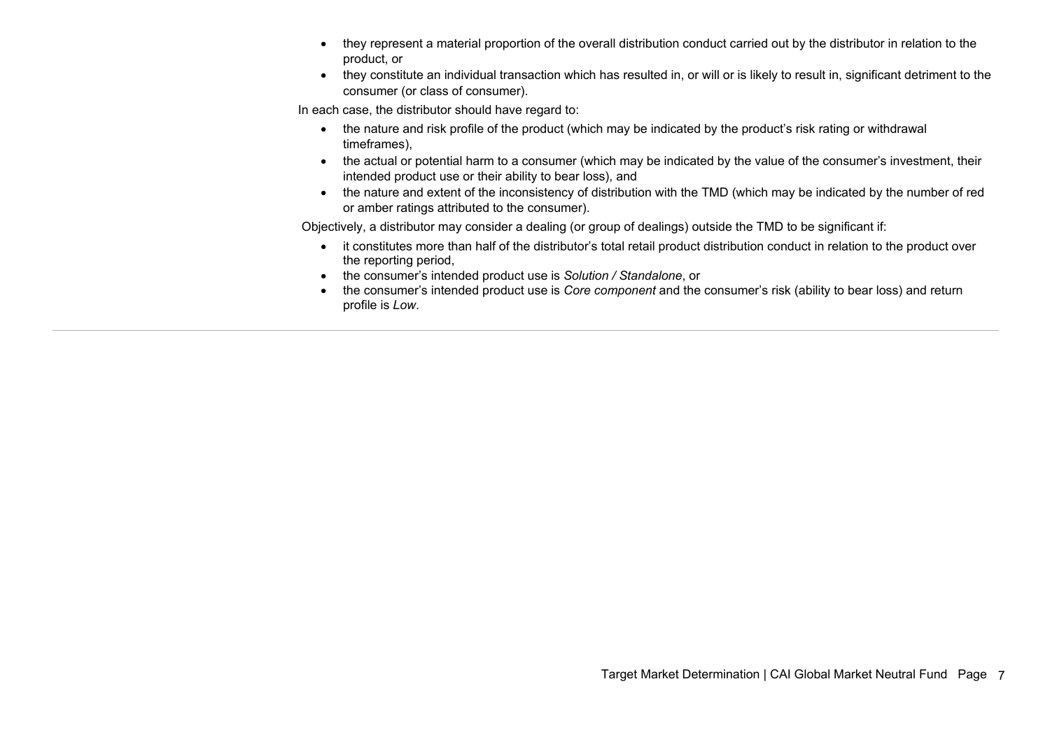- they represent a material proportion of the overall distribution conduct carried out by the distributor in relation to the product, or
- they constitute an individual transaction which has resulted in, or will or is likely to result in, significant detriment to the consumer (or class of consumer).

In each case, the distributor should have regard to:

- the nature and risk profile of the product (which may be indicated by the product's risk rating or withdrawal timeframes),
- the actual or potential harm to a consumer (which may be indicated by the value of the consumer's investment, their intended product use or their ability to bear loss), and
- the nature and extent of the inconsistency of distribution with the TMD (which may be indicated by the number of red or amber ratings attributed to the consumer).

Objectively, a distributor may consider a dealing (or group of dealings) outside the TMD to be significant if:

- it constitutes more than half of the distributor's total retail product distribution conduct in relation to the product over the reporting period,
- the consumer's intended product use is *Solution / Standalone*, or
- the consumer's intended product use is *Core component* and the consumer's risk (ability to bear loss) and return profile is *Low*.